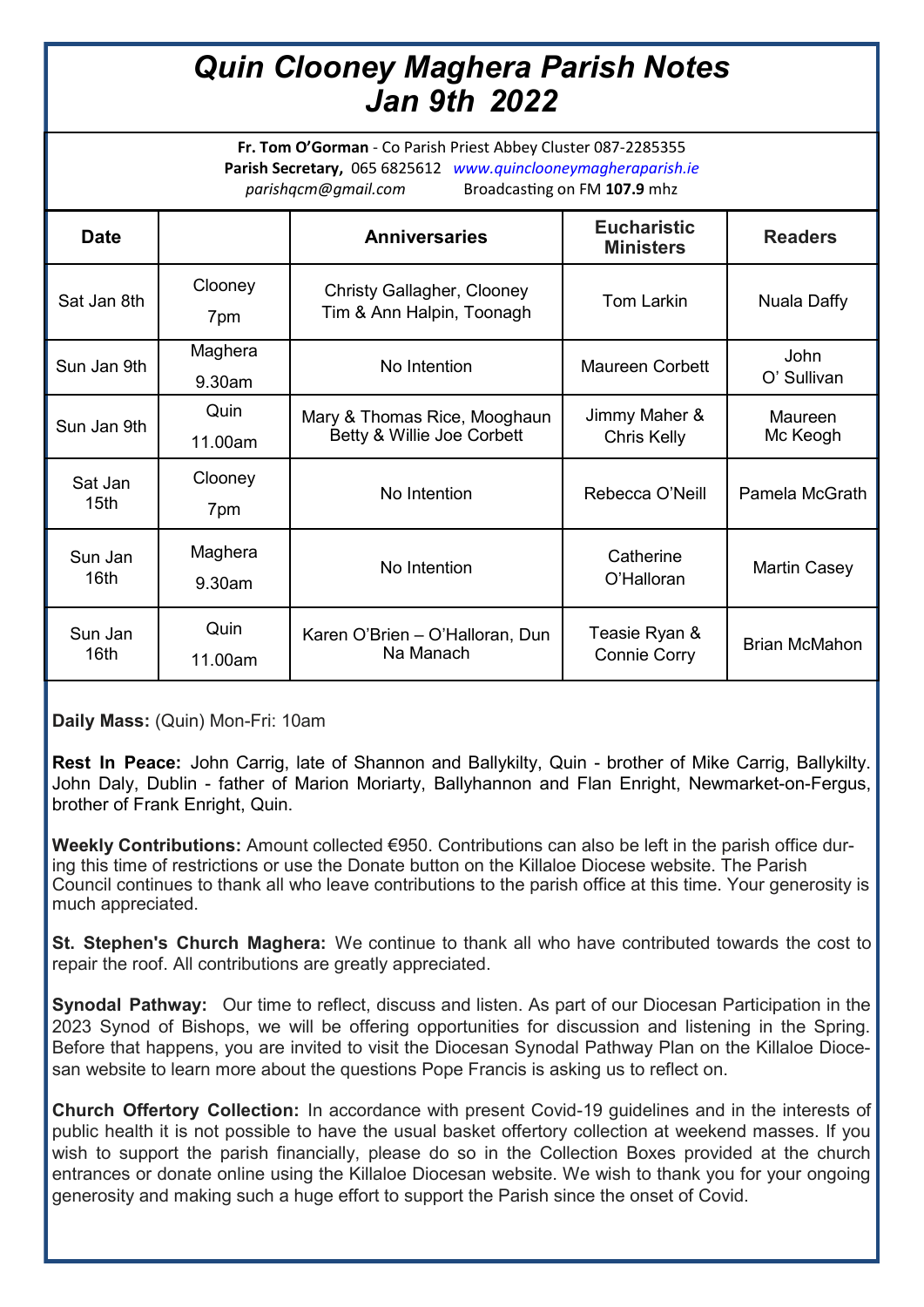# *Quin Clooney Maghera Parish Notes Jan 9th 2022*

**Fr. Tom O'Gorman** - Co Parish Priest Abbey Cluster 087-2285355
**Parish Secretary,** 065 6825612 *www.quinclooneymagheraparish.ie*
*parishqcm@gmail.com* Broadcasting on FM **107.9** mhz

| Date | | Anniversaries | Eucharistic Ministers | Readers |
|---|---|---|---|---|
| Sat Jan 8th | Clooney 7pm | Christy Gallagher, Clooney Tim & Ann Halpin, Toonagh | Tom Larkin | Nuala Daffy |
| Sun Jan 9th | Maghera 9.30am | No Intention | Maureen Corbett | John O' Sullivan |
| Sun Jan 9th | Quin 11.00am | Mary & Thomas Rice, Mooghaun Betty & Willie Joe Corbett | Jimmy Maher & Chris Kelly | Maureen Mc Keogh |
| Sat Jan 15th | Clooney 7pm | No Intention | Rebecca O'Neill | Pamela McGrath |
| Sun Jan 16th | Maghera 9.30am | No Intention | Catherine O'Halloran | Martin Casey |
| Sun Jan 16th | Quin 11.00am | Karen O'Brien – O'Halloran, Dun Na Manach | Teasie Ryan & Connie Corry | Brian McMahon |

**Daily Mass:** (Quin) Mon-Fri: 10am

**Rest In Peace:** John Carrig, late of Shannon and Ballykilty, Quin - brother of Mike Carrig, Ballykilty. John Daly, Dublin - father of Marion Moriarty, Ballyhannon and Flan Enright, Newmarket-on-Fergus, brother of Frank Enright, Quin.

**Weekly Contributions:** Amount collected €950. Contributions can also be left in the parish office during this time of restrictions or use the Donate button on the Killaloe Diocese website. The Parish Council continues to thank all who leave contributions to the parish office at this time. Your generosity is much appreciated.

**St. Stephen's Church Maghera:** We continue to thank all who have contributed towards the cost to repair the roof. All contributions are greatly appreciated.

**Synodal Pathway:** Our time to reflect, discuss and listen. As part of our Diocesan Participation in the 2023 Synod of Bishops, we will be offering opportunities for discussion and listening in the Spring. Before that happens, you are invited to visit the Diocesan Synodal Pathway Plan on the Killaloe Diocesan website to learn more about the questions Pope Francis is asking us to reflect on.

**Church Offertory Collection:** In accordance with present Covid-19 guidelines and in the interests of public health it is not possible to have the usual basket offertory collection at weekend masses. If you wish to support the parish financially, please do so in the Collection Boxes provided at the church entrances or donate online using the Killaloe Diocesan website. We wish to thank you for your ongoing generosity and making such a huge effort to support the Parish since the onset of Covid.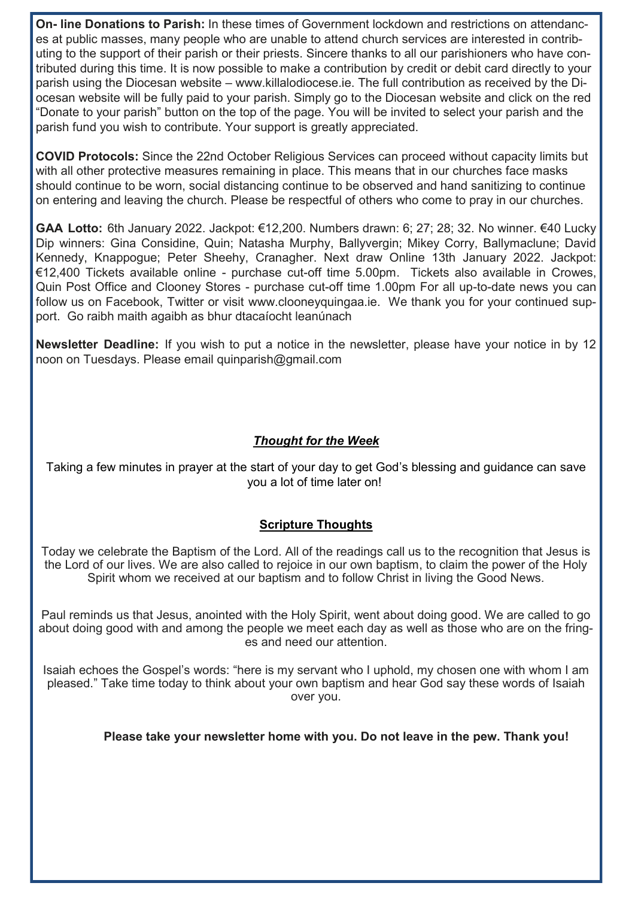**On- line Donations to Parish:** In these times of Government lockdown and restrictions on attendances at public masses, many people who are unable to attend church services are interested in contributing to the support of their parish or their priests. Sincere thanks to all our parishioners who have contributed during this time. It is now possible to make a contribution by credit or debit card directly to your parish using the Diocesan website – www.killalodiocese.ie. The full contribution as received by the Diocesan website will be fully paid to your parish. Simply go to the Diocesan website and click on the red "Donate to your parish" button on the top of the page. You will be invited to select your parish and the parish fund you wish to contribute. Your support is greatly appreciated.

**COVID Protocols:** Since the 22nd October Religious Services can proceed without capacity limits but with all other protective measures remaining in place. This means that in our churches face masks should continue to be worn, social distancing continue to be observed and hand sanitizing to continue on entering and leaving the church. Please be respectful of others who come to pray in our churches.

**GAA Lotto:** 6th January 2022. Jackpot: €12,200. Numbers drawn: 6; 27; 28; 32. No winner. €40 Lucky Dip winners: Gina Considine, Quin; Natasha Murphy, Ballyvergin; Mikey Corry, Ballymaclune; David Kennedy, Knappogue; Peter Sheehy, Cranagher. Next draw Online 13th January 2022. Jackpot: €12,400 Tickets available online - purchase cut-off time 5.00pm. Tickets also available in Crowes, Quin Post Office and Clooney Stores - purchase cut-off time 1.00pm For all up-to-date news you can follow us on Facebook, Twitter or visit www.clooneyquingaa.ie. We thank you for your continued support. Go raibh maith agaibh as bhur dtacaíocht leanúnach

**Newsletter Deadline:** If you wish to put a notice in the newsletter, please have your notice in by 12 noon on Tuesdays. Please email quinparish@gmail.com

## ***Thought for the Week***

Taking a few minutes in prayer at the start of your day to get God's blessing and guidance can save you a lot of time later on!

## **Scripture Thoughts**

Today we celebrate the Baptism of the Lord. All of the readings call us to the recognition that Jesus is the Lord of our lives. We are also called to rejoice in our own baptism, to claim the power of the Holy Spirit whom we received at our baptism and to follow Christ in living the Good News.

Paul reminds us that Jesus, anointed with the Holy Spirit, went about doing good. We are called to go about doing good with and among the people we meet each day as well as those who are on the fringes and need our attention.

Isaiah echoes the Gospel's words: "here is my servant who I uphold, my chosen one with whom I am pleased." Take time today to think about your own baptism and hear God say these words of Isaiah over you.

**Please take your newsletter home with you. Do not leave in the pew. Thank you!**